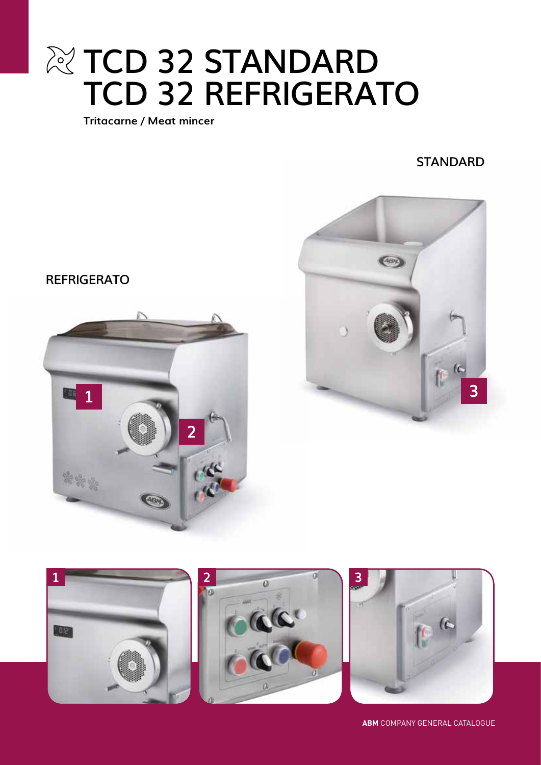# TCD 32 STANDARD
# TCD 32 REFRIGERATO

**Tritacarne / Meat mincer**

STANDARD

REFRIGERATO

1

2

3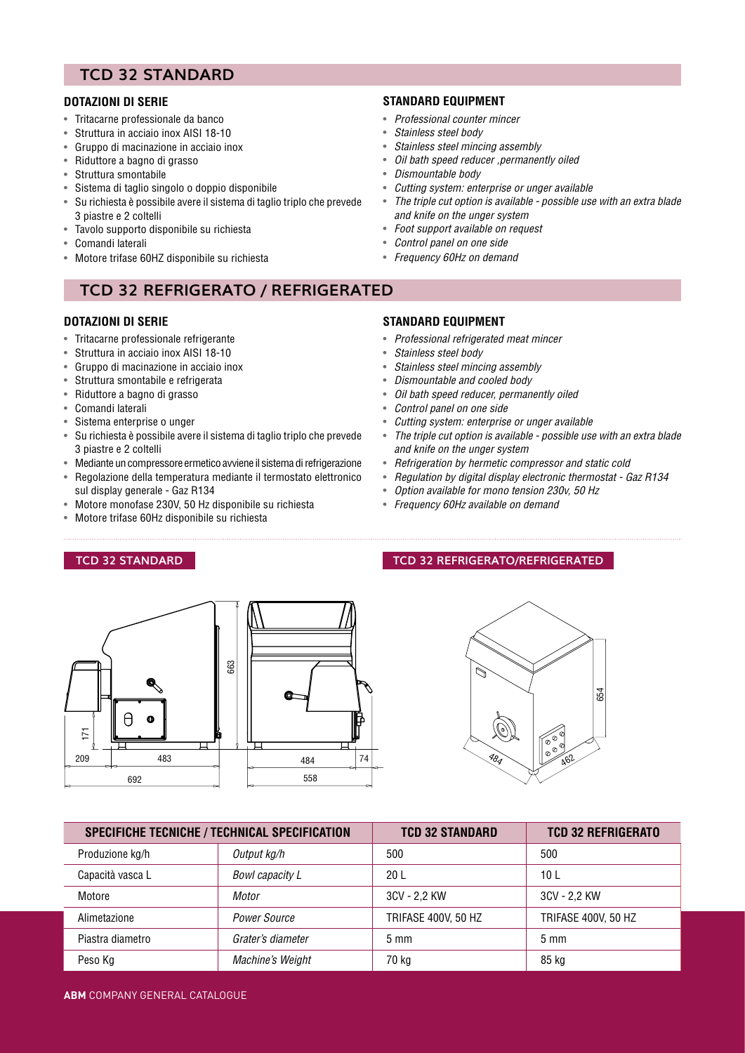## TCD 32 STANDARD

### DOTAZIONI DI SERIE

- Tritacarne professionale da banco
- Struttura in acciaio inox AISI 18-10
- Gruppo di macinazione in acciaio inox
- Riduttore a bagno di grasso
- Struttura smontabile
- Sistema di taglio singolo o doppio disponibile
- Su richiesta è possibile avere il sistema di taglio triplo che prevede 3 piastre e 2 coltelli
- Tavolo supporto disponibile su richiesta
- Comandi laterali
- Motore trifase 60HZ disponibile su richiesta

### STANDARD EQUIPMENT

- *Professional counter mincer*
- *Stainless steel body*
- *Stainless steel mincing assembly*
- *Oil bath speed reducer ,permanently oiled*
- *Dismountable body*
- *Cutting system: enterprise or unger available*
- *The triple cut option is available - possible use with an extra blade and knife on the unger system*
- *Foot support available on request*
- *Control panel on one side*
- *Frequency 60Hz on demand*

## TCD 32 REFRIGERATO / REFRIGERATED

### DOTAZIONI DI SERIE

- Tritacarne professionale refrigerante
- Struttura in acciaio inox AISI 18-10
- Gruppo di macinazione in acciaio inox
- Struttura smontabile e refrigerata
- Riduttore a bagno di grasso
- Comandi laterali
- Sistema enterprise o unger
- Su richiesta è possibile avere il sistema di taglio triplo che prevede 3 piastre e 2 coltelli
- Mediante un compressore ermetico avviene il sistema di refrigerazione
- Regolazione della temperatura mediante il termostato elettronico sul display generale - Gaz R134
- Motore monofase 230V, 50 Hz disponibile su richiesta
- Motore trifase 60Hz disponibile su richiesta

### STANDARD EQUIPMENT

- *Professional refrigerated meat mincer*
- *Stainless steel body*
- *Stainless steel mincing assembly*
- *Dismountable and cooled body*
- *Oil bath speed reducer, permanently oiled*
- *Control panel on one side*
- *Cutting system: enterprise or unger available*
- *The triple cut option is available - possible use with an extra blade and knife on the unger system*
- *Refrigeration by hermetic compressor and static cold*
- *Regulation by digital display electronic thermostat - Gaz R134*
- *Option available for mono tension 230v, 50 Hz*
- *Frequency 60Hz available on demand*

TCD 32 STANDARD

663
171
209
483
692
484
74
558

TCD 32 REFRIGERATO/REFRIGERATED

654
484
462

| SPECIFICHE TECNICHE / TECHNICAL SPECIFICATION | | TCD 32 STANDARD | TCD 32 REFRIGERATO |
|---|---|---|---|
| Produzione kg/h | *Output kg/h* | 500 | 500 |
| Capacità vasca L | *Bowl capacity L* | 20 L | 10 L |
| Motore | *Motor* | 3CV - 2,2 KW | 3CV - 2,2 KW |
| Alimetazione | *Power Source* | TRIFASE 400V, 50 HZ | TRIFASE 400V, 50 HZ |
| Piastra diametro | *Grater's diameter* | 5 mm | 5 mm |
| Peso Kg | *Machine's Weight* | 70 kg | 85 kg |